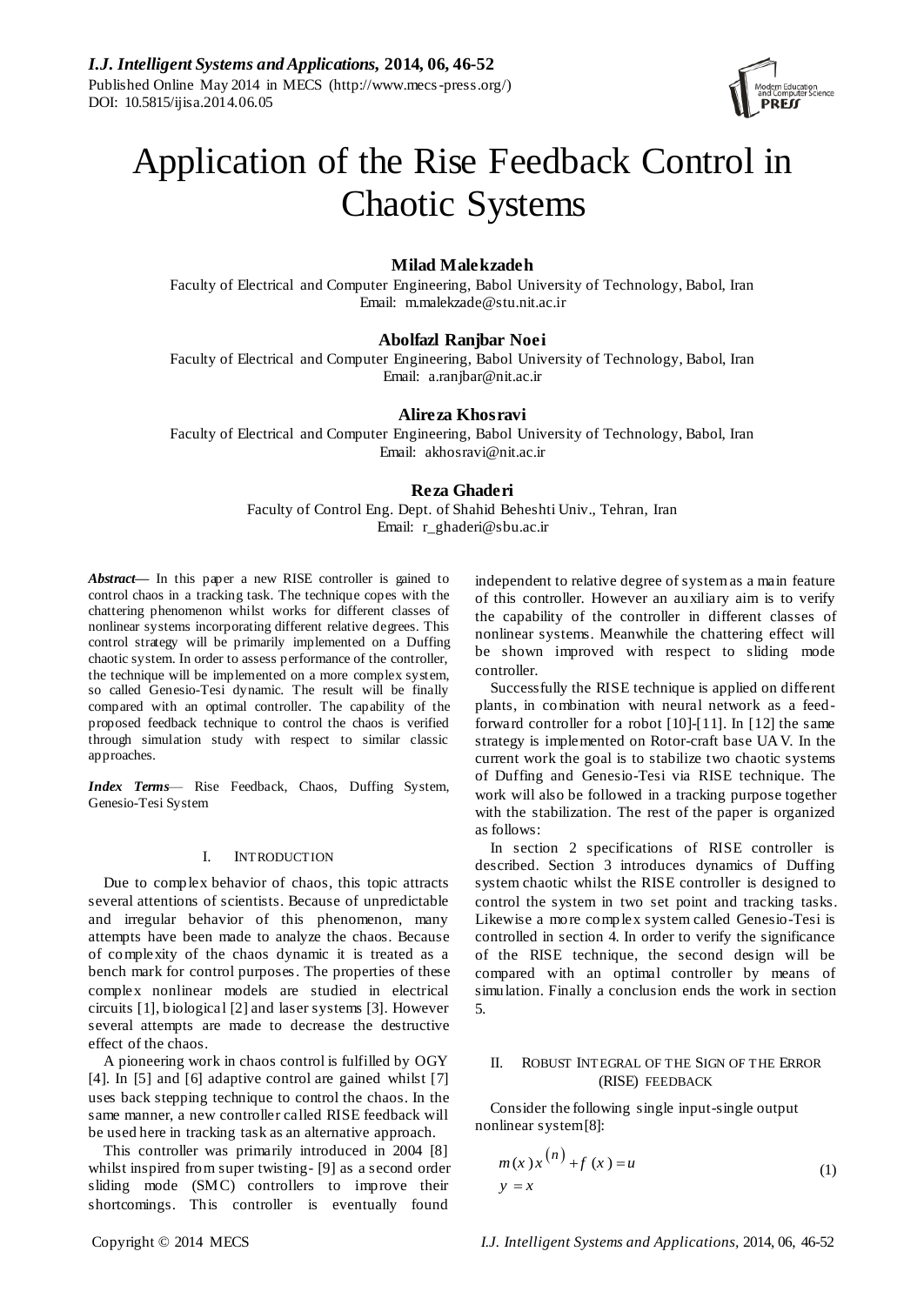# Application of the Rise Feedback Control in Chaotic Systems

**Milad Malekzadeh**
Faculty of Electrical and Computer Engineering, Babol University of Technology, Babol, Iran
Email: m.malekzade@stu.nit.ac.ir

**Abolfazl Ranjbar Noei**
Faculty of Electrical and Computer Engineering, Babol University of Technology, Babol, Iran
Email: a.ranjbar@nit.ac.ir

**Alireza Khosravi**
Faculty of Electrical and Computer Engineering, Babol University of Technology, Babol, Iran
Email: akhosravi@nit.ac.ir

**Reza Ghaderi**
Faculty of Control Eng. Dept. of Shahid Beheshti Univ., Tehran, Iran
Email: r_ghaderi@sbu.ac.ir

***Abstract*****—** In this paper a new RISE controller is gained to control chaos in a tracking task. The technique copes with the chattering phenomenon whilst works for different classes of nonlinear systems incorporating different relative degrees. This control strategy will be primarily implemented on a Duffing chaotic system. In order to assess performance of the controller, the technique will be implemented on a more complex system, so called Genesio-Tesi dynamic. The result will be finally compared with an optimal controller. The capability of the proposed feedback technique to control the chaos is verified through simulation study with respect to similar classic approaches.

***Index Terms*****—** Rise Feedback, Chaos, Duffing System, Genesio-Tesi System

## I. INTRODUCTION

Due to complex behavior of chaos, this topic attracts several attentions of scientists. Because of unpredictable and irregular behavior of this phenomenon, many attempts have been made to analyze the chaos. Because of complexity of the chaos dynamic it is treated as a bench mark for control purposes. The properties of these complex nonlinear models are studied in electrical circuits [1], biological [2] and laser systems [3]. However several attempts are made to decrease the destructive effect of the chaos.

A pioneering work in chaos control is fulfilled by OGY [4]. In [5] and [6] adaptive control are gained whilst [7] uses back stepping technique to control the chaos. In the same manner, a new controller called RISE feedback will be used here in tracking task as an alternative approach.

This controller was primarily introduced in 2004 [8] whilst inspired from super twisting- [9] as a second order sliding mode (SMC) controllers to improve their shortcomings. This controller is eventually found independent to relative degree of system as a main feature of this controller. However an auxiliary aim is to verify the capability of the controller in different classes of nonlinear systems. Meanwhile the chattering effect will be shown improved with respect to sliding mode controller.

Successfully the RISE technique is applied on different plants, in combination with neural network as a feed-forward controller for a robot [10]-[11]. In [12] the same strategy is implemented on Rotor-craft base UAV. In the current work the goal is to stabilize two chaotic systems of Duffing and Genesio-Tesi via RISE technique. The work will also be followed in a tracking purpose together with the stabilization. The rest of the paper is organized as follows:

In section 2 specifications of RISE controller is described. Section 3 introduces dynamics of Duffing system chaotic whilst the RISE controller is designed to control the system in two set point and tracking tasks. Likewise a more complex system called Genesio-Tesi is controlled in section 4. In order to verify the significance of the RISE technique, the second design will be compared with an optimal controller by means of simulation. Finally a conclusion ends the work in section 5.

## II. ROBUST INTEGRAL OF THE SIGN OF THE ERROR (RISE) FEEDBACK

Consider the following single input-single output nonlinear system [8]:

$$m(x)x^{(n)} + f(x) = u \\ y = x \tag{1}$$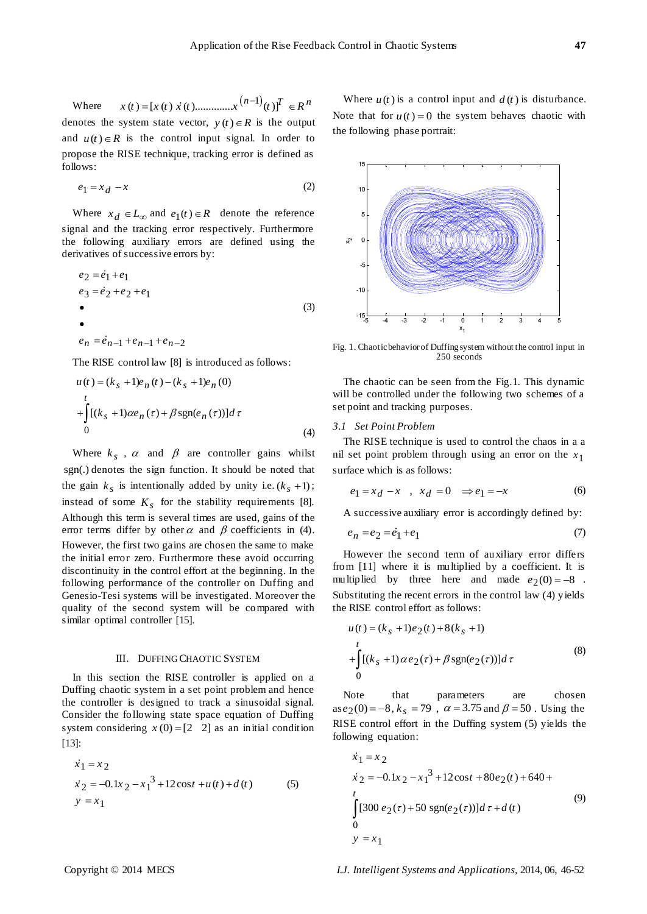Where $x(t) = [x(t)\ \dot{x}(t) .............x^{(n-1)}(t)]^T \in R^n$ denotes the system state vector, $y(t) \in R$ is the output and $u(t) \in R$ is the control input signal. In order to propose the RISE technique, tracking error is defined as follows:

$$e_1 = x_d - x \tag{2}$$

Where $x_d \in L_\infty$ and $e_1(t) \in R$ denote the reference signal and the tracking error respectively. Furthermore the following auxiliary errors are defined using the derivatives of successive errors by:

$$
\begin{aligned}
e_2 &= \dot{e}_1 + e_1 \\
e_3 &= \dot{e}_2 + e_2 + e_1 \\
&\bullet \\
&\bullet \\
e_n &= \dot{e}_{n-1} + e_{n-1} + e_{n-2}
\end{aligned} \tag{3}
$$

The RISE control law [8] is introduced as follows:

$$
\begin{aligned}
u(t) &= (k_s + 1)e_n(t) - (k_s + 1)e_n(0) \\
&+ \int_0^t [(k_s + 1)\alpha e_n(\tau) + \beta \operatorname{sgn}(e_n(\tau))] d\tau
\end{aligned} \tag{4}
$$

Where $k_s$, $\alpha$ and $\beta$ are controller gains whilst sgn(.) denotes the sign function. It should be noted that the gain $k_s$ is intentionally added by unity i.e. $(k_s + 1)$; instead of some $K_s$ for the stability requirements [8]. Although this term is several times are used, gains of the error terms differ by other $\alpha$ and $\beta$ coefficients in (4). However, the first two gains are chosen the same to make the initial error zero. Furthermore these avoid occurring discontinuity in the control effort at the beginning. In the following performance of the controller on Duffing and Genesio-Tesi systems will be investigated. Moreover the quality of the second system will be compared with similar optimal controller [15].

## III. Duffing Chaotic System

In this section the RISE controller is applied on a Duffing chaotic system in a set point problem and hence the controller is designed to track a sinusoidal signal. Consider the following state space equation of Duffing system considering $x(0) = [2 \quad 2]$ as an initial condition [13]:

$$
\begin{aligned}
\dot{x}_1 &= x_2 \\
\dot{x}_2 &= -0.1x_2 - x_1^3 + 12\cos t + u(t) + d(t) \\
y &= x_1
\end{aligned} \tag{5}
$$

Where $u(t)$ is a control input and $d(t)$ is disturbance. Note that for $u(t) = 0$ the system behaves chaotic with the following phase portrait:

Fig. 1. Chaotic behavior of Duffing system without the control input in 250 seconds

The chaotic can be seen from the Fig.1. This dynamic will be controlled under the following two schemes of a set point and tracking purposes.

### 3.1 Set Point Problem

The RISE technique is used to control the chaos in a a nil set point problem through using an error on the $x_1$ surface which is as follows:

$$e_1 = x_d - x \quad , \quad x_d = 0 \quad \Rightarrow e_1 = -x \tag{6}$$

A successive auxiliary error is accordingly defined by:

$$e_n = e_2 = \dot{e}_1 + e_1 \tag{7}$$

However the second term of auxiliary error differs from [11] where it is multiplied by three here and made $e_2(0) = -8$. Substituting the recent errors in the control law (4) yields the RISE control effort as follows:

$$
\begin{aligned}
u(t) &= (k_s + 1)e_2(t) + 8(k_s + 1) \\
&+ \int_0^t [(k_s + 1)\alpha e_2(\tau) + \beta \operatorname{sgn}(e_2(\tau))] d\tau
\end{aligned} \tag{8}
$$

Note that parameters are chosen as $e_2(0) = -8$, $k_s = 79$, $\alpha = 3.75$ and $\beta = 50$. Using the RISE control effort in the Duffing system (5) yields the following equation:

$$
\begin{aligned}
\dot{x}_1 &= x_2 \\
\dot{x}_2 &= -0.1x_2 - x_1^3 + 12\cos t + 80e_2(t) + 640 + \\
&\int_0^t [300\, e_2(\tau) + 50 \operatorname{sgn}(e_2(\tau))] d\tau + d(t) \\
y &= x_1
\end{aligned} \tag{9}
$$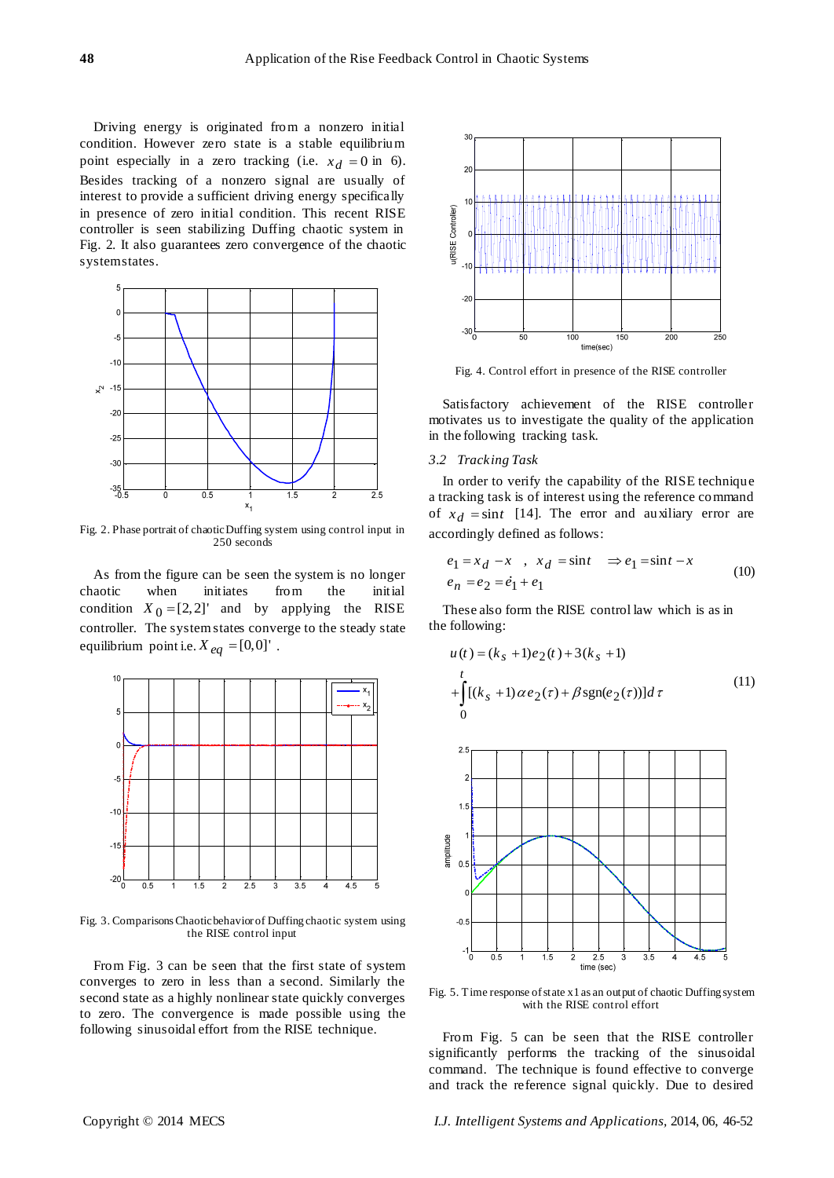Driving energy is originated from a nonzero initial condition. However zero state is a stable equilibrium point especially in a zero tracking (i.e. $x_d = 0$ in 6). Besides tracking of a nonzero signal are usually of interest to provide a sufficient driving energy specifically in presence of zero initial condition. This recent RISE controller is seen stabilizing Duffing chaotic system in Fig. 2. It also guarantees zero convergence of the chaotic system states.

Fig. 2. Phase portrait of chaotic Duffing system using control input in 250 seconds

As from the figure can be seen the system is no longer chaotic when initiates from the initial condition $X_0 = [2, 2]'$ and by applying the RISE controller. The system states converge to the steady state equilibrium point i.e. $X_{eq} = [0, 0]'$.

Fig. 3. Comparisons Chaotic behavior of Duffing chaotic system using the RISE control input

From Fig. 3 can be seen that the first state of system converges to zero in less than a second. Similarly the second state as a highly nonlinear state quickly converges to zero. The convergence is made possible using the following sinusoidal effort from the RISE technique.

Fig. 4. Control effort in presence of the RISE controller

Satisfactory achievement of the RISE controller motivates us to investigate the quality of the application in the following tracking task.

### 3.2 Tracking Task

In order to verify the capability of the RISE technique a tracking task is of interest using the reference command of $x_d = \sin t$ [14]. The error and auxiliary error are accordingly defined as follows:

$$
\begin{aligned}
&e_1 = x_d - x \quad , \quad x_d = \sin t \quad \Rightarrow e_1 = \sin t - x \\
&e_n = e_2 = \dot{e}_1 + e_1
\end{aligned}
\tag{10}
$$

These also form the RISE control law which is as in the following:

$$
\begin{aligned}
u(t) &= (k_s + 1)e_2(t) + 3(k_s + 1) \\
&+ \int_0^t [(k_s + 1)\alpha e_2(\tau) + \beta \operatorname{sgn}(e_2(\tau))] d\tau
\end{aligned}
\tag{11}
$$

Fig. 5. Time response of state x1 as an output of chaotic Duffing system with the RISE control effort

From Fig. 5 can be seen that the RISE controller significantly performs the tracking of the sinusoidal command. The technique is found effective to converge and track the reference signal quickly. Due to desired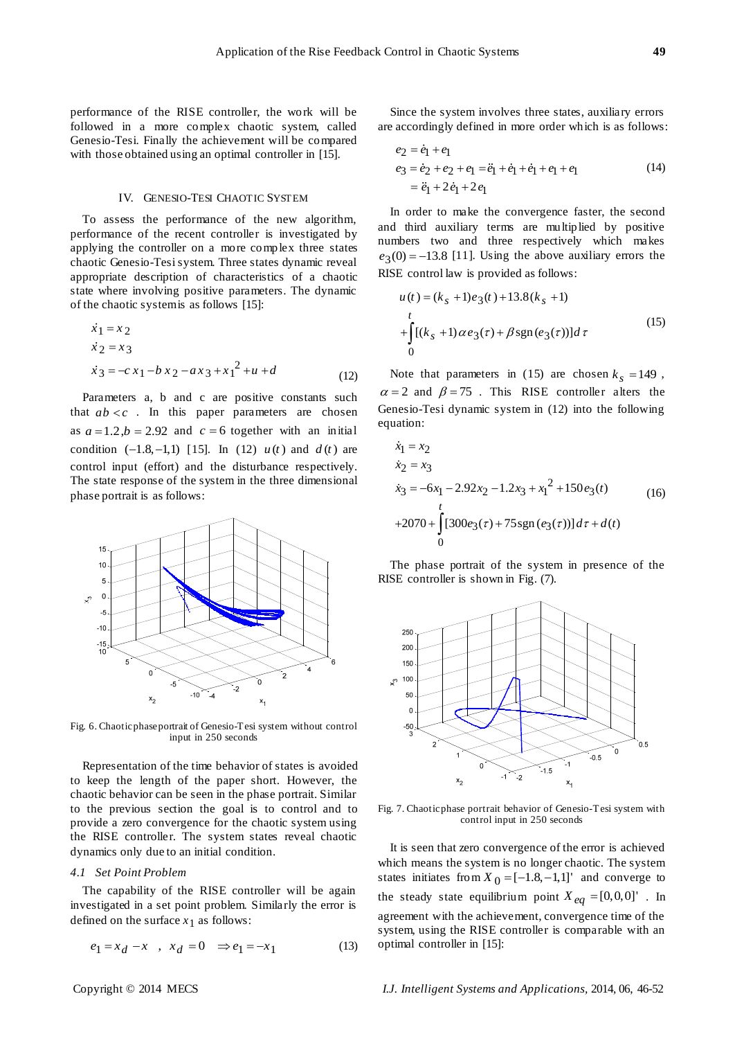performance of the RISE controller, the work will be followed in a more complex chaotic system, called Genesio-Tesi. Finally the achievement will be compared with those obtained using an optimal controller in [15].

## IV. Genesio-Tesi Chaotic System

To assess the performance of the new algorithm, performance of the recent controller is investigated by applying the controller on a more complex three states chaotic Genesio-Tesi system. Three states dynamic reveal appropriate description of characteristics of a chaotic state where involving positive parameters. The dynamic of the chaotic system is as follows [15]:

$$\begin{aligned}
\dot{x}_1 &= x_2 \\
\dot{x}_2 &= x_3 \\
\dot{x}_3 &= -c\,x_1 - b\,x_2 - a\,x_3 + x_1^2 + u + d
\end{aligned} \tag{12}$$

Parameters a, b and c are positive constants such that $ab < c$. In this paper parameters are chosen as $a = 1.2, b = 2.92$ and $c = 6$ together with an initial condition $(-1.8, -1, 1)$ [15]. In (12) $u(t)$ and $d(t)$ are control input (effort) and the disturbance respectively. The state response of the system in the three dimensional phase portrait is as follows:

Fig. 6. Chaotic phase portrait of Genesio-Tesi system without control input in 250 seconds

Representation of the time behavior of states is avoided to keep the length of the paper short. However, the chaotic behavior can be seen in the phase portrait. Similar to the previous section the goal is to control and to provide a zero convergence for the chaotic system using the RISE controller. The system states reveal chaotic dynamics only due to an initial condition.

### *4.1 Set Point Problem*

The capability of the RISE controller will be again investigated in a set point problem. Similarly the error is defined on the surface $x_1$ as follows:

$$e_1 = x_d - x \;\;,\;\; x_d = 0 \;\; \Rightarrow e_1 = -x_1 \tag{13}$$

Since the system involves three states, auxiliary errors are accordingly defined in more order which is as follows:

$$\begin{aligned}
e_2 &= \dot{e}_1 + e_1 \\
e_3 &= \dot{e}_2 + e_2 + e_1 = \ddot{e}_1 + \dot{e}_1 + \dot{e}_1 + e_1 + e_1 \\
&= \ddot{e}_1 + 2\dot{e}_1 + 2e_1
\end{aligned} \tag{14}$$

In order to make the convergence faster, the second and third auxiliary terms are multiplied by positive numbers two and three respectively which makes $e_3(0) = -13.8$ [11]. Using the above auxiliary errors the RISE control law is provided as follows:

$$\begin{aligned}
u(t) &= (k_s + 1)e_3(t) + 13.8(k_s + 1) \\
&+ \int_0^t [(k_s + 1)\alpha e_3(\tau) + \beta \operatorname{sgn}(e_3(\tau))]d\tau
\end{aligned} \tag{15}$$

Note that parameters in (15) are chosen $k_s = 149$, $\alpha = 2$ and $\beta = 75$. This RISE controller alters the Genesio-Tesi dynamic system in (12) into the following equation:

$$\begin{aligned}
\dot{x}_1 &= x_2 \\
\dot{x}_2 &= x_3 \\
\dot{x}_3 &= -6x_1 - 2.92x_2 - 1.2x_3 + x_1^2 + 150e_3(t) \\
&+ 2070 + \int_0^t [300e_3(\tau) + 75\operatorname{sgn}(e_3(\tau))]d\tau + d(t)
\end{aligned} \tag{16}$$

The phase portrait of the system in presence of the RISE controller is shown in Fig. (7).

Fig. 7. Chaotic phase portrait behavior of Genesio-Tesi system with control input in 250 seconds

It is seen that zero convergence of the error is achieved which means the system is no longer chaotic. The system states initiates from $X_0 = [-1.8, -1, 1]'$ and converge to the steady state equilibrium point $X_{eq} = [0, 0, 0]'$. In agreement with the achievement, convergence time of the system, using the RISE controller is comparable with an optimal controller in [15]: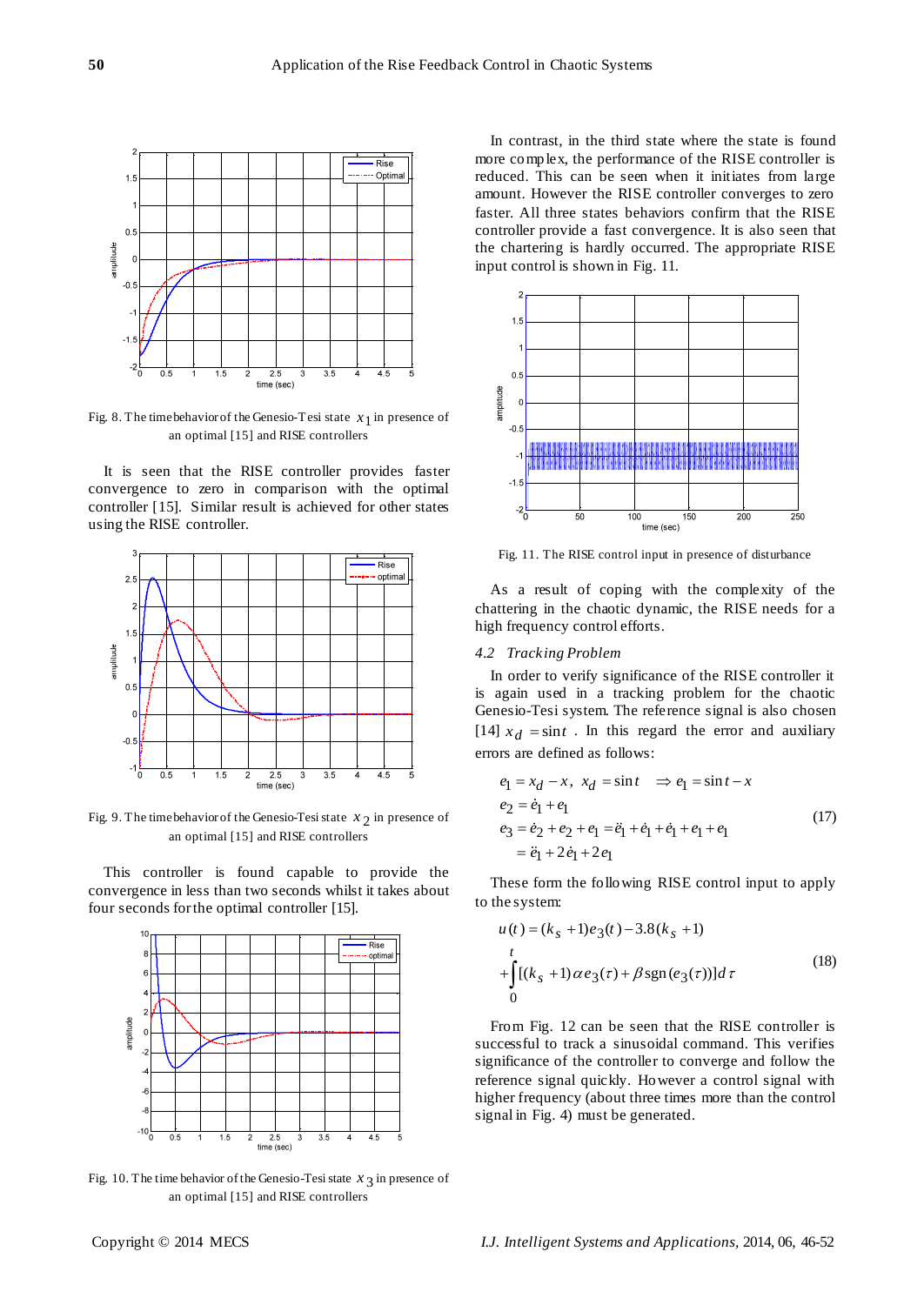Fig. 8. The time behavior of the Genesio-Tesi state $x_1$ in presence of an optimal [15] and RISE controllers

It is seen that the RISE controller provides faster convergence to zero in comparison with the optimal controller [15]. Similar result is achieved for other states using the RISE controller.

Fig. 9. The time behavior of the Genesio-Tesi state $x_2$ in presence of an optimal [15] and RISE controllers

This controller is found capable to provide the convergence in less than two seconds whilst it takes about four seconds for the optimal controller [15].

Fig. 10. The time behavior of the Genesio-Tesi state $x_3$ in presence of an optimal [15] and RISE controllers

In contrast, in the third state where the state is found more complex, the performance of the RISE controller is reduced. This can be seen when it initiates from large amount. However the RISE controller converges to zero faster. All three states behaviors confirm that the RISE controller provide a fast convergence. It is also seen that the chartering is hardly occurred. The appropriate RISE input control is shown in Fig. 11.

Fig. 11. The RISE control input in presence of disturbance

As a result of coping with the complexity of the chattering in the chaotic dynamic, the RISE needs for a high frequency control efforts.

### 4.2 Tracking Problem

In order to verify significance of the RISE controller it is again used in a tracking problem for the chaotic Genesio-Tesi system. The reference signal is also chosen [14] $x_d = \sin t$ . In this regard the error and auxiliary errors are defined as follows:

$$
\begin{aligned}
& e_1 = x_d - x,\ x_d = \sin t \quad \Rightarrow e_1 = \sin t - x \\
& e_2 = \dot{e}_1 + e_1 \\
& e_3 = \dot{e}_2 + e_2 + e_1 = \ddot{e}_1 + \dot{e}_1 + \dot{e}_1 + e_1 + e_1 \\
& \quad = \ddot{e}_1 + 2\dot{e}_1 + 2e_1
\end{aligned} \tag{17}
$$

These form the following RISE control input to apply to the system:

$$
\begin{aligned}
u(t) = & (k_s + 1)e_3(t) - 3.8(k_s + 1) \\
& + \int_0^t [(k_s + 1)\alpha e_3(\tau) + \beta \operatorname{sgn}(e_3(\tau))] d\tau
\end{aligned} \tag{18}
$$

From Fig. 12 can be seen that the RISE controller is successful to track a sinusoidal command. This verifies significance of the controller to converge and follow the reference signal quickly. However a control signal with higher frequency (about three times more than the control signal in Fig. 4) must be generated.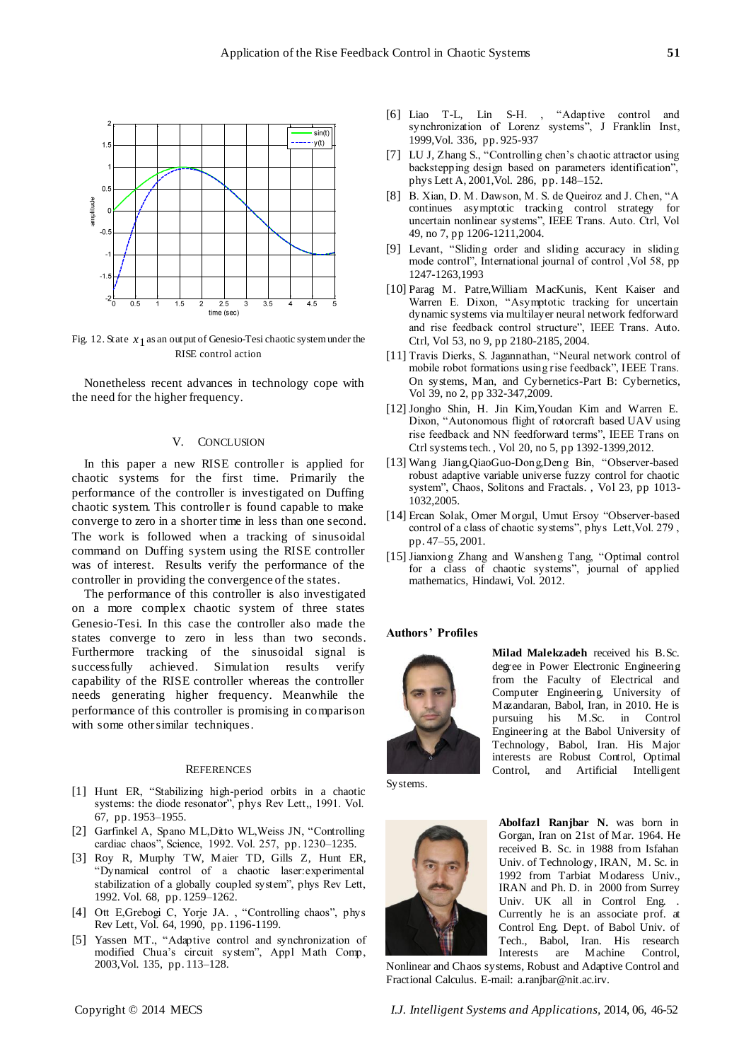Fig. 12. State $x_1$ as an output of Genesio-Tesi chaotic system under the RISE control action

Nonetheless recent advances in technology cope with the need for the higher frequency.

## V. Conclusion

In this paper a new RISE controller is applied for chaotic systems for the first time. Primarily the performance of the controller is investigated on Duffing chaotic system. This controller is found capable to make converge to zero in a shorter time in less than one second. The work is followed when a tracking of sinusoidal command on Duffing system using the RISE controller was of interest. Results verify the performance of the controller in providing the convergence of the states.

The performance of this controller is also investigated on a more complex chaotic system of three states Genesio-Tesi. In this case the controller also made the states converge to zero in less than two seconds. Furthermore tracking of the sinusoidal signal is successfully achieved. Simulation results verify capability of the RISE controller whereas the controller needs generating higher frequency. Meanwhile the performance of this controller is promising in comparison with some other similar techniques.

## References

[1] Hunt ER, "Stabilizing high-period orbits in a chaotic systems: the diode resonator", phys Rev Lett,, 1991. Vol. 67, pp. 1953–1955.

[2] Garfinkel A, Spano ML,Ditto WL,Weiss JN, "Controlling cardiac chaos", Science, 1992. Vol. 257, pp. 1230–1235.

[3] Roy R, Murphy TW, Maier TD, Gills Z, Hunt ER, "Dynamical control of a chaotic laser:experimental stabilization of a globally coupled system", phys Rev Lett, 1992. Vol. 68, pp. 1259–1262.

[4] Ott E,Grebogi C, Yorje JA. , "Controlling chaos", phys Rev Lett, Vol. 64, 1990, pp. 1196-1199.

[5] Yassen MT., "Adaptive control and synchronization of modified Chua's circuit system", Appl Math Comp, 2003,Vol. 135, pp. 113–128.

[6] Liao T-L, Lin S-H. , "Adaptive control and synchronization of Lorenz systems", J Franklin Inst, 1999,Vol. 336, pp. 925-937

[7] LU J, Zhang S., "Controlling chen's chaotic attractor using backstepping design based on parameters identification", phys Lett A, 2001,Vol. 286, pp. 148–152.

[8] B. Xian, D. M. Dawson, M. S. de Queiroz and J. Chen, "A continues asymptotic tracking control strategy for uncertain nonlinear systems", IEEE Trans. Auto. Ctrl, Vol 49, no 7, pp 1206-1211,2004.

[9] Levant, "Sliding order and sliding accuracy in sliding mode control", International journal of control ,Vol 58, pp 1247-1263,1993

[10] Parag M. Patre,William MacKunis, Kent Kaiser and Warren E. Dixon, "Asymptotic tracking for uncertain dynamic systems via multilayer neural network fedforward and rise feedback control structure", IEEE Trans. Auto. Ctrl, Vol 53, no 9, pp 2180-2185, 2004.

[11] Travis Dierks, S. Jagannathan, "Neural network control of mobile robot formations using rise feedback", IEEE Trans. On systems, Man, and Cybernetics-Part B: Cybernetics, Vol 39, no 2, pp 332-347,2009.

[12] Jongho Shin, H. Jin Kim,Youdan Kim and Warren E. Dixon, "Autonomous flight of rotorcraft based UAV using rise feedback and NN feedforward terms", IEEE Trans on Ctrl systems tech. , Vol 20, no 5, pp 1392-1399,2012.

[13] Wang Jiang,QiaoGuo-Dong,Deng Bin, "Observer-based robust adaptive variable universe fuzzy control for chaotic system", Chaos, Solitons and Fractals. , Vol 23, pp 1013-1032,2005.

[14] Ercan Solak, Omer Morgul, Umut Ersoy "Observer-based control of a class of chaotic systems", phys Lett,Vol. 279 , pp. 47–55, 2001.

[15] Jianxiong Zhang and Wansheng Tang, "Optimal control for a class of chaotic systems", journal of applied mathematics, Hindawi, Vol. 2012.

## Authors' Profiles

**Milad Malekzadeh** received his B.Sc. degree in Power Electronic Engineering from the Faculty of Electrical and Computer Engineering, University of Mazandaran, Babol, Iran, in 2010. He is pursuing his M.Sc. in Control Engineering at the Babol University of Technology, Babol, Iran. His Major interests are Robust Control, Optimal Control, and Artificial Intelligent Systems.

**Abolfazl Ranjbar N.** was born in Gorgan, Iran on 21st of Mar. 1964. He received B. Sc. in 1988 from Isfahan Univ. of Technology, IRAN, M. Sc. in 1992 from Tarbiat Modaress Univ., IRAN and Ph. D. in 2000 from Surrey Univ. UK all in Control Eng. . Currently he is an associate prof. at Control Eng. Dept. of Babol Univ. of Tech., Babol, Iran. His research Interests are Machine Control, Nonlinear and Chaos systems, Robust and Adaptive Control and Fractional Calculus. E-mail: a.ranjbar@nit.ac.irv.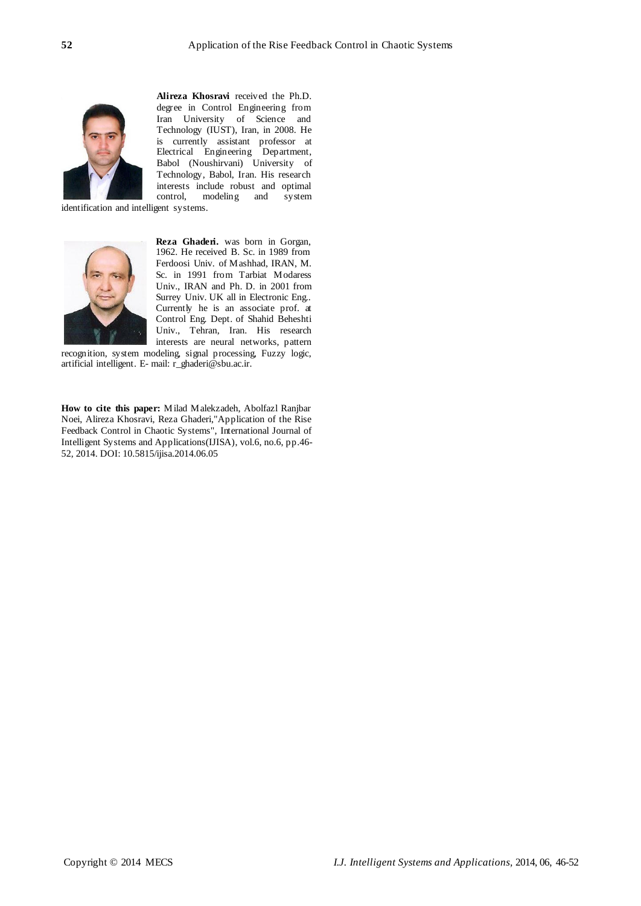**Alireza Khosravi** received the Ph.D. degree in Control Engineering from Iran University of Science and Technology (IUST), Iran, in 2008. He is currently assistant professor at Electrical Engineering Department, Babol (Noushirvani) University of Technology, Babol, Iran. His research interests include robust and optimal control, modeling and system identification and intelligent systems.

**Reza Ghaderi.** was born in Gorgan, 1962. He received B. Sc. in 1989 from Ferdoosi Univ. of Mashhad, IRAN, M. Sc. in 1991 from Tarbiat Modaress Univ., IRAN and Ph. D. in 2001 from Surrey Univ. UK all in Electronic Eng.. Currently he is an associate prof. at Control Eng. Dept. of Shahid Beheshti Univ., Tehran, Iran. His research interests are neural networks, pattern recognition, system modeling, signal processing, Fuzzy logic, artificial intelligent. E- mail: r_ghaderi@sbu.ac.ir.

**How to cite this paper:** Milad Malekzadeh, Abolfazl Ranjbar Noei, Alireza Khosravi, Reza Ghaderi,"Application of the Rise Feedback Control in Chaotic Systems", International Journal of Intelligent Systems and Applications(IJISA), vol.6, no.6, pp.46-52, 2014. DOI: 10.5815/ijisa.2014.06.05